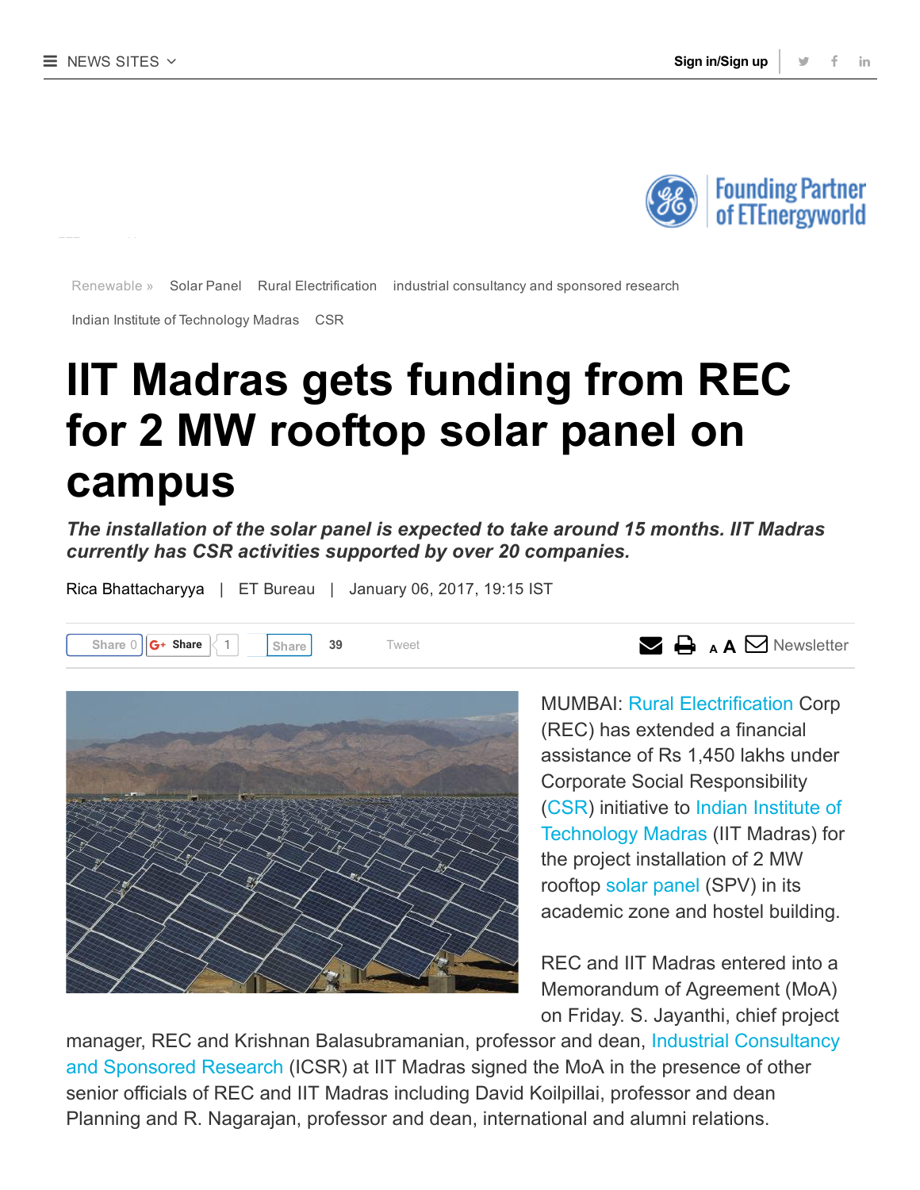Renewable » Solar Panel Rural Electrification industrial consultancy and sponsored research Indian Institute of Technology Madras CSR

# IIT Madras gets funding from REC for 2 MW rooftop solar panel on campus

***The installation of the solar panel is expected to take around 15 months. IIT Madras currently has CSR activities supported by over 20 companies.***

Rica Bhattacharyya | ET Bureau | January 06, 2017, 19:15 IST

MUMBAI: Rural Electrification Corp (REC) has extended a financial assistance of Rs 1,450 lakhs under Corporate Social Responsibility (CSR) initiative to Indian Institute of Technology Madras (IIT Madras) for the project installation of 2 MW rooftop solar panel (SPV) in its academic zone and hostel building.

REC and IIT Madras entered into a Memorandum of Agreement (MoA) on Friday. S. Jayanthi, chief project manager, REC and Krishnan Balasubramanian, professor and dean, Industrial Consultancy and Sponsored Research (ICSR) at IIT Madras signed the MoA in the presence of other senior officials of REC and IIT Madras including David Koilpillai, professor and dean Planning and R. Nagarajan, professor and dean, international and alumni relations.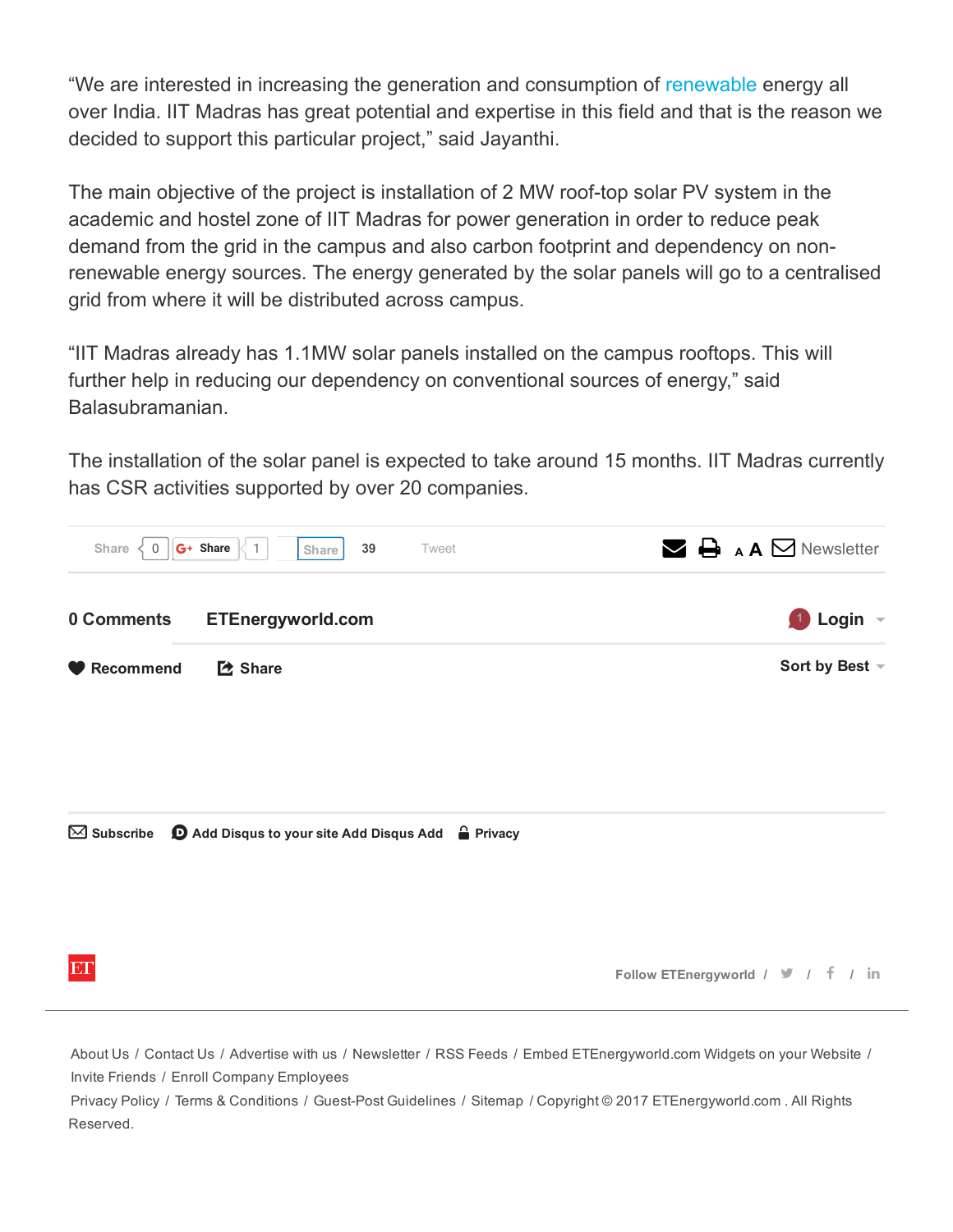"We are interested in increasing the generation and consumption of renewable energy all over India. IIT Madras has great potential and expertise in this field and that is the reason we decided to support this particular project," said Jayanthi.

The main objective of the project is installation of 2 MW roof-top solar PV system in the academic and hostel zone of IIT Madras for power generation in order to reduce peak demand from the grid in the campus and also carbon footprint and dependency on non-renewable energy sources. The energy generated by the solar panels will go to a centralised grid from where it will be distributed across campus.

"IIT Madras already has 1.1MW solar panels installed on the campus rooftops. This will further help in reducing our dependency on conventional sources of energy," said Balasubramanian.

The installation of the solar panel is expected to take around 15 months. IIT Madras currently has CSR activities supported by over 20 companies.

Share 0 Share 1 Share 39 Tweet Newsletter

**0 Comments** **ETEnergyworld.com** **Login**

**Recommend** **Share** **Sort by Best**

**Subscribe** **Add Disqus to your site Add Disqus Add** **Privacy**

ET

Follow ETEnergyworld /

About Us / Contact Us / Advertise with us / Newsletter / RSS Feeds / Embed ETEnergyworld.com Widgets on your Website / Invite Friends / Enroll Company Employees
Privacy Policy / Terms & Conditions / Guest-Post Guidelines / Sitemap / Copyright © 2017 ETEnergyworld.com . All Rights Reserved.